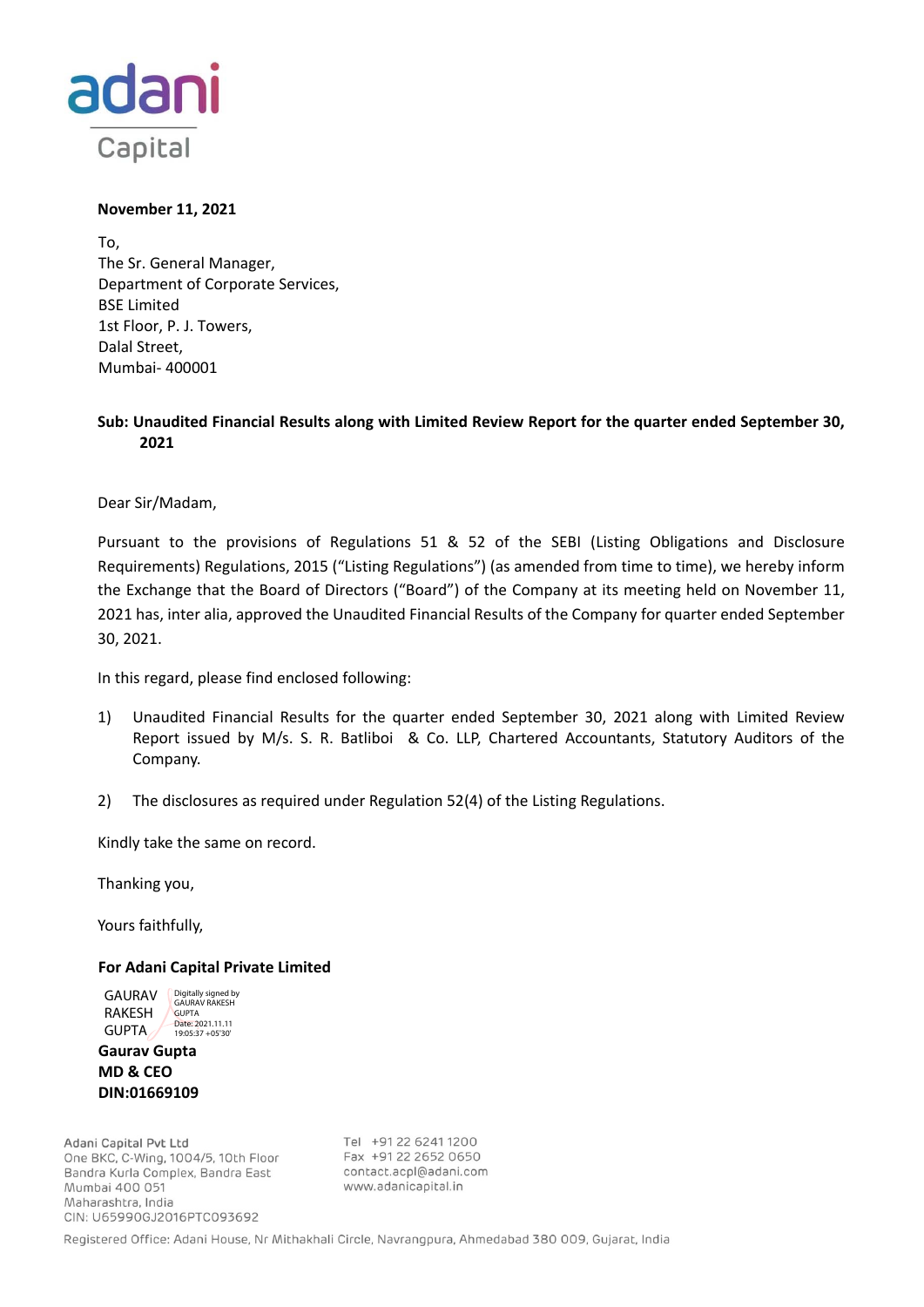adani

Capital

**November 11, 2021**

To,
The Sr. General Manager,
Department of Corporate Services,
BSE Limited
1st Floor, P. J. Towers,
Dalal Street,
Mumbai- 400001

**Sub: Unaudited Financial Results along with Limited Review Report for the quarter ended September 30, 2021**

Dear Sir/Madam,

Pursuant to the provisions of Regulations 51 & 52 of the SEBI (Listing Obligations and Disclosure Requirements) Regulations, 2015 ("Listing Regulations") (as amended from time to time), we hereby inform the Exchange that the Board of Directors ("Board") of the Company at its meeting held on November 11, 2021 has, inter alia, approved the Unaudited Financial Results of the Company for quarter ended September 30, 2021.

In this regard, please find enclosed following:

1) Unaudited Financial Results for the quarter ended September 30, 2021 along with Limited Review Report issued by M/s. S. R. Batliboi & Co. LLP, Chartered Accountants, Statutory Auditors of the Company.

2) The disclosures as required under Regulation 52(4) of the Listing Regulations.

Kindly take the same on record.

Thanking you,

Yours faithfully,

**For Adani Capital Private Limited**

GAURAV RAKESH GUPTA
Digitally signed by GAURAV RAKESH GUPTA
Date: 2021.11.11 19:05:37 +05'30'

**Gaurav Gupta**
**MD & CEO**
**DIN:01669109**

Adani Capital Pvt Ltd
One BKC, C-Wing, 1004/5, 10th Floor
Bandra Kurla Complex, Bandra East
Mumbai 400 051
Maharashtra, India
CIN: U65990GJ2016PTC093692

Tel +91 22 6241 1200
Fax +91 22 2652 0650
contact.acpl@adani.com
www.adanicapital.in

Registered Office: Adani House, Nr Mithakhali Circle, Navrangpura, Ahmedabad 380 009, Gujarat, India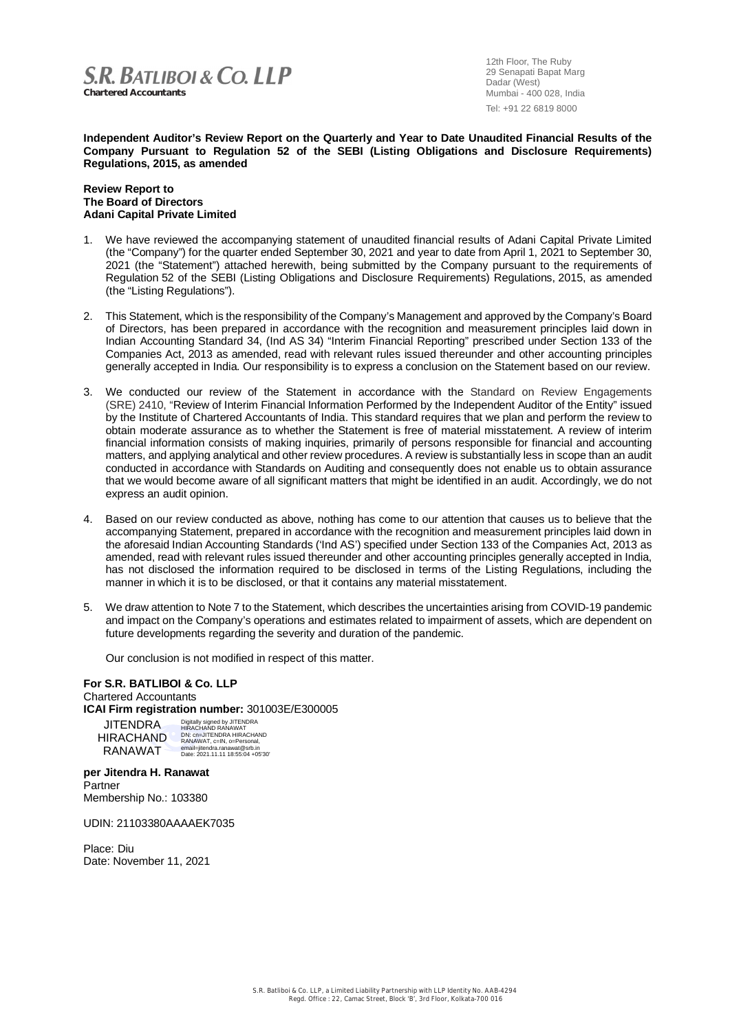**S.R. BATLIBOI & CO. LLP**
**Chartered Accountants**

12th Floor, The Ruby
29 Senapati Bapat Marg
Dadar (West)
Mumbai - 400 028, India
Tel: +91 22 6819 8000

**Independent Auditor's Review Report on the Quarterly and Year to Date Unaudited Financial Results of the Company Pursuant to Regulation 52 of the SEBI (Listing Obligations and Disclosure Requirements) Regulations, 2015, as amended**

**Review Report to**
**The Board of Directors**
**Adani Capital Private Limited**

1. We have reviewed the accompanying statement of unaudited financial results of Adani Capital Private Limited (the "Company") for the quarter ended September 30, 2021 and year to date from April 1, 2021 to September 30, 2021 (the "Statement") attached herewith, being submitted by the Company pursuant to the requirements of Regulation 52 of the SEBI (Listing Obligations and Disclosure Requirements) Regulations, 2015, as amended (the "Listing Regulations").

2. This Statement, which is the responsibility of the Company's Management and approved by the Company's Board of Directors, has been prepared in accordance with the recognition and measurement principles laid down in Indian Accounting Standard 34, (Ind AS 34) "Interim Financial Reporting" prescribed under Section 133 of the Companies Act, 2013 as amended, read with relevant rules issued thereunder and other accounting principles generally accepted in India. Our responsibility is to express a conclusion on the Statement based on our review.

3. We conducted our review of the Statement in accordance with the Standard on Review Engagements (SRE) 2410, "Review of Interim Financial Information Performed by the Independent Auditor of the Entity" issued by the Institute of Chartered Accountants of India. This standard requires that we plan and perform the review to obtain moderate assurance as to whether the Statement is free of material misstatement. A review of interim financial information consists of making inquiries, primarily of persons responsible for financial and accounting matters, and applying analytical and other review procedures. A review is substantially less in scope than an audit conducted in accordance with Standards on Auditing and consequently does not enable us to obtain assurance that we would become aware of all significant matters that might be identified in an audit. Accordingly, we do not express an audit opinion.

4. Based on our review conducted as above, nothing has come to our attention that causes us to believe that the accompanying Statement, prepared in accordance with the recognition and measurement principles laid down in the aforesaid Indian Accounting Standards ('Ind AS') specified under Section 133 of the Companies Act, 2013 as amended, read with relevant rules issued thereunder and other accounting principles generally accepted in India, has not disclosed the information required to be disclosed in terms of the Listing Regulations, including the manner in which it is to be disclosed, or that it contains any material misstatement.

5. We draw attention to Note 7 to the Statement, which describes the uncertainties arising from COVID-19 pandemic and impact on the Company's operations and estimates related to impairment of assets, which are dependent on future developments regarding the severity and duration of the pandemic.

   Our conclusion is not modified in respect of this matter.

**For S.R. BATLIBOI & Co. LLP**
Chartered Accountants
**ICAI Firm registration number:** 301003E/E300005

JITENDRA HIRACHAND RANAWAT

Digitally signed by JITENDRA HIRACHAND RANAWAT
DN: cn=JITENDRA HIRACHAND RANAWAT, c=IN, o=Personal, email=jitendra.ranawat@srb.in
Date: 2021.11.11 18:55:04 +05'30'

**per Jitendra H. Ranawat**
Partner
Membership No.: 103380

UDIN: 21103380AAAAEK7035

Place: Diu
Date: November 11, 2021

S.R. Batliboi & Co. LLP, a Limited Liability Partnership with LLP Identity No. AAB-4294
Regd. Office : 22, Camac Street, Block 'B', 3rd Floor, Kolkata-700 016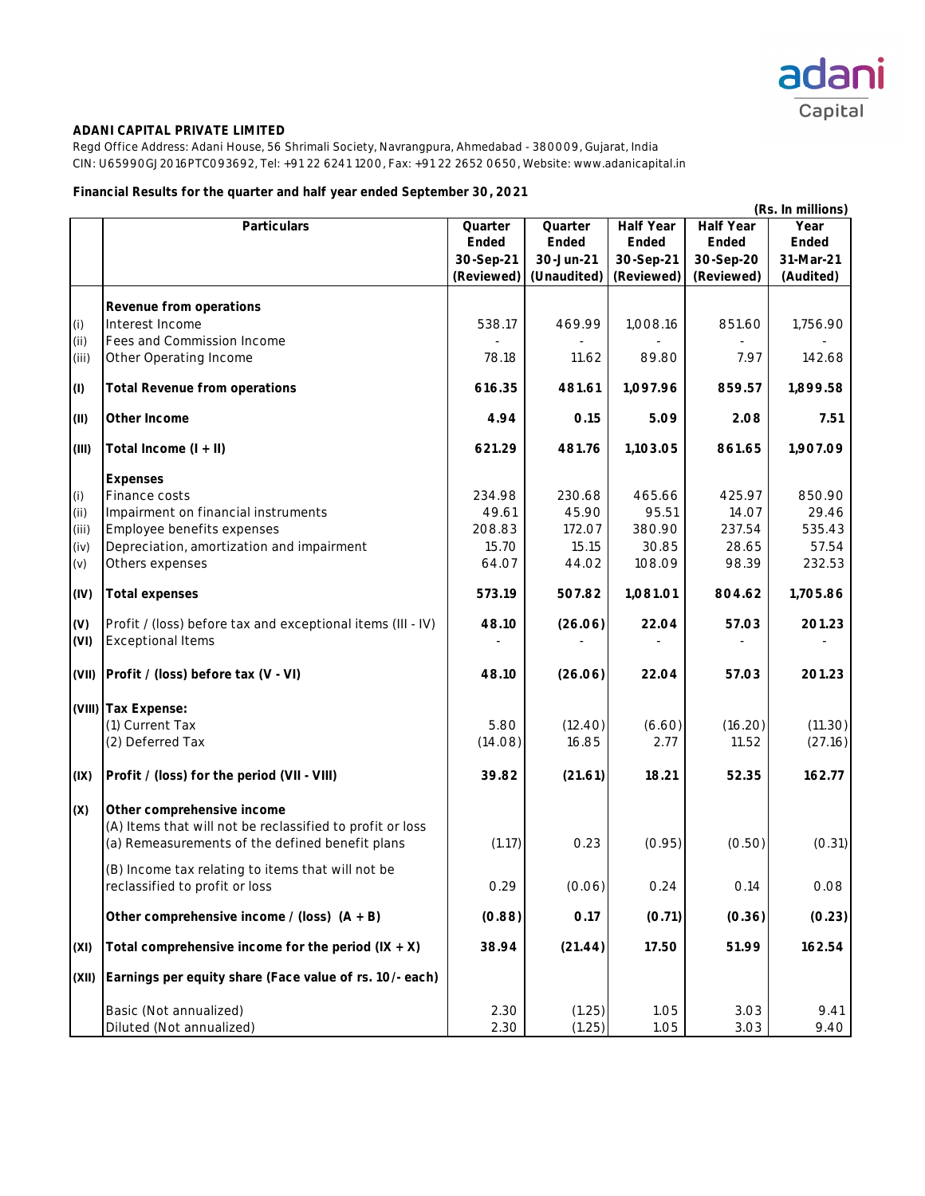**ADANI CAPITAL PRIVATE LIMITED**

Regd Office Address: Adani House, 56 Shrimali Society, Navrangpura, Ahmedabad - 380009, Gujarat, India
CIN: U65990GJ2016PTC093692, Tel: +91 22 6241 1200, Fax: +91 22 2652 0650, Website: www.adanicapital.in

**Financial Results for the quarter and half year ended September 30, 2021**

(Rs. In millions)

| | Particulars | Quarter Ended 30-Sep-21 (Reviewed) | Quarter Ended 30-Jun-21 (Unaudited) | Half Year Ended 30-Sep-21 (Reviewed) | Half Year Ended 30-Sep-20 (Reviewed) | Year Ended 31-Mar-21 (Audited) |
|---|---|---|---|---|---|---|
| | **Revenue from operations** | | | | | |
| (i) | Interest Income | 538.17 | 469.99 | 1,008.16 | 851.60 | 1,756.90 |
| (ii) | Fees and Commission Income | - | - | - | - | - |
| (iii) | Other Operating Income | 78.18 | 11.62 | 89.80 | 7.97 | 142.68 |
| **(I)** | **Total Revenue from operations** | **616.35** | **481.61** | **1,097.96** | **859.57** | **1,899.58** |
| **(II)** | **Other Income** | **4.94** | **0.15** | **5.09** | **2.08** | **7.51** |
| **(III)** | **Total Income (I + II)** | **621.29** | **481.76** | **1,103.05** | **861.65** | **1,907.09** |
| | **Expenses** | | | | | |
| (i) | Finance costs | 234.98 | 230.68 | 465.66 | 425.97 | 850.90 |
| (ii) | Impairment on financial instruments | 49.61 | 45.90 | 95.51 | 14.07 | 29.46 |
| (iii) | Employee benefits expenses | 208.83 | 172.07 | 380.90 | 237.54 | 535.43 |
| (iv) | Depreciation, amortization and impairment | 15.70 | 15.15 | 30.85 | 28.65 | 57.54 |
| (v) | Others expenses | 64.07 | 44.02 | 108.09 | 98.39 | 232.53 |
| **(IV)** | **Total expenses** | **573.19** | **507.82** | **1,081.01** | **804.62** | **1,705.86** |
| **(V)** | Profit / (loss) before tax and exceptional items (III - IV) | **48.10** | **(26.06)** | **22.04** | **57.03** | **201.23** |
| **(VI)** | Exceptional Items | - | - | - | - | - |
| **(VII)** | **Profit / (loss) before tax (V - VI)** | **48.10** | **(26.06)** | **22.04** | **57.03** | **201.23** |
| **(VIII)** | **Tax Expense:** | | | | | |
| | (1) Current Tax | 5.80 | (12.40) | (6.60) | (16.20) | (11.30) |
| | (2) Deferred Tax | (14.08) | 16.85 | 2.77 | 11.52 | (27.16) |
| **(IX)** | **Profit / (loss) for the period (VII - VIII)** | **39.82** | **(21.61)** | **18.21** | **52.35** | **162.77** |
| **(X)** | **Other comprehensive income** | | | | | |
| | (A) Items that will not be reclassified to profit or loss | | | | | |
| | (a) Remeasurements of the defined benefit plans | (1.17) | 0.23 | (0.95) | (0.50) | (0.31) |
| | (B) Income tax relating to items that will not be reclassified to profit or loss | 0.29 | (0.06) | 0.24 | 0.14 | 0.08 |
| | **Other comprehensive income / (loss) (A + B)** | **(0.88)** | **0.17** | **(0.71)** | **(0.36)** | **(0.23)** |
| **(XI)** | **Total comprehensive income for the period (IX + X)** | **38.94** | **(21.44)** | **17.50** | **51.99** | **162.54** |
| **(XII)** | **Earnings per equity share (Face value of rs. 10/- each)** | | | | | |
| | Basic (Not annualized) | 2.30 | (1.25) | 1.05 | 3.03 | 9.41 |
| | Diluted (Not annualized) | 2.30 | (1.25) | 1.05 | 3.03 | 9.40 |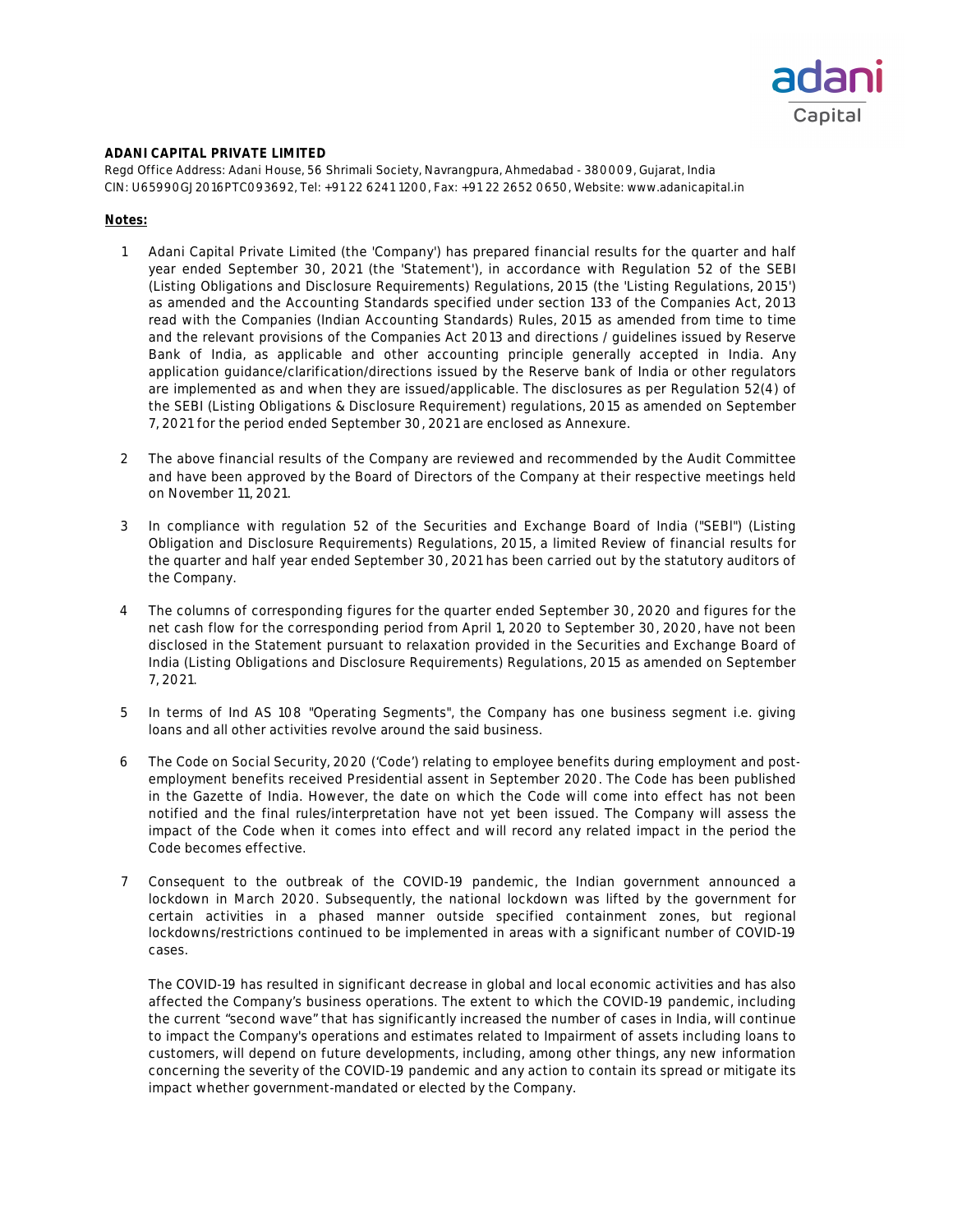**ADANI CAPITAL PRIVATE LIMITED**

Regd Office Address: Adani House, 56 Shrimali Society, Navrangpura, Ahmedabad - 380009, Gujarat, India
CIN: U65990GJ2016PTC093692, Tel: +91 22 6241 1200, Fax: +91 22 2652 0650, Website: www.adanicapital.in

**Notes:**

1. Adani Capital Private Limited (the 'Company') has prepared financial results for the quarter and half year ended September 30, 2021 (the 'Statement'), in accordance with Regulation 52 of the SEBI (Listing Obligations and Disclosure Requirements) Regulations, 2015 (the 'Listing Regulations, 2015') as amended and the Accounting Standards specified under section 133 of the Companies Act, 2013 read with the Companies (Indian Accounting Standards) Rules, 2015 as amended from time to time and the relevant provisions of the Companies Act 2013 and directions / guidelines issued by Reserve Bank of India, as applicable and other accounting principle generally accepted in India. Any application guidance/clarification/directions issued by the Reserve bank of India or other regulators are implemented as and when they are issued/applicable. The disclosures as per Regulation 52(4) of the SEBI (Listing Obligations & Disclosure Requirement) regulations, 2015 as amended on September 7, 2021 for the period ended September 30, 2021 are enclosed as Annexure.

2. The above financial results of the Company are reviewed and recommended by the Audit Committee and have been approved by the Board of Directors of the Company at their respective meetings held on November 11, 2021.

3. In compliance with regulation 52 of the Securities and Exchange Board of India ("SEBI") (Listing Obligation and Disclosure Requirements) Regulations, 2015, a limited Review of financial results for the quarter and half year ended September 30, 2021 has been carried out by the statutory auditors of the Company.

4. The columns of corresponding figures for the quarter ended September 30, 2020 and figures for the net cash flow for the corresponding period from April 1, 2020 to September 30, 2020, have not been disclosed in the Statement pursuant to relaxation provided in the Securities and Exchange Board of India (Listing Obligations and Disclosure Requirements) Regulations, 2015 as amended on September 7, 2021.

5. In terms of Ind AS 108 "Operating Segments", the Company has one business segment i.e. giving loans and all other activities revolve around the said business.

6. The Code on Social Security, 2020 ('Code') relating to employee benefits during employment and post-employment benefits received Presidential assent in September 2020. The Code has been published in the Gazette of India. However, the date on which the Code will come into effect has not been notified and the final rules/interpretation have not yet been issued. The Company will assess the impact of the Code when it comes into effect and will record any related impact in the period the Code becomes effective.

7. Consequent to the outbreak of the COVID-19 pandemic, the Indian government announced a lockdown in March 2020. Subsequently, the national lockdown was lifted by the government for certain activities in a phased manner outside specified containment zones, but regional lockdowns/restrictions continued to be implemented in areas with a significant number of COVID-19 cases.

   The COVID-19 has resulted in significant decrease in global and local economic activities and has also affected the Company's business operations. The extent to which the COVID-19 pandemic, including the current "second wave" that has significantly increased the number of cases in India, will continue to impact the Company's operations and estimates related to Impairment of assets including loans to customers, will depend on future developments, including, among other things, any new information concerning the severity of the COVID-19 pandemic and any action to contain its spread or mitigate its impact whether government-mandated or elected by the Company.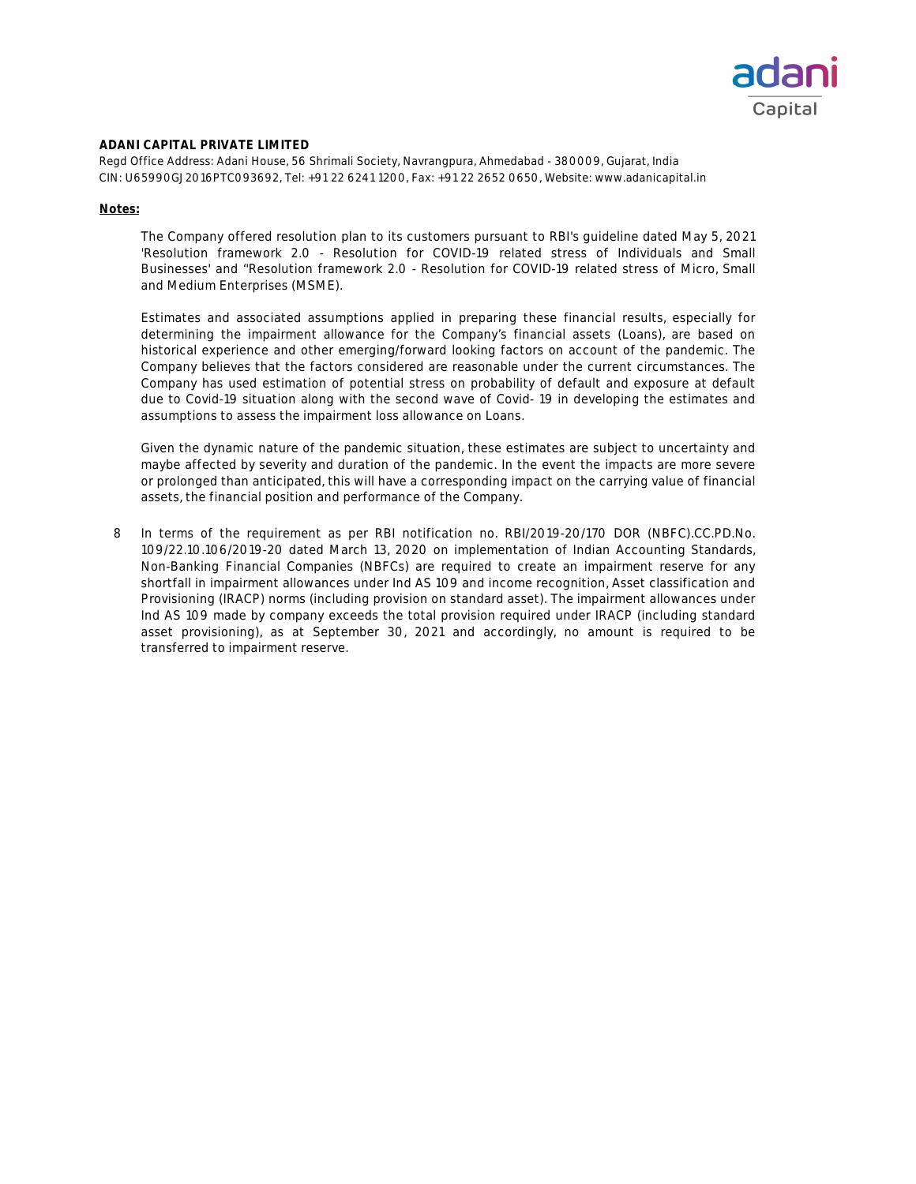**ADANI CAPITAL PRIVATE LIMITED**

Regd Office Address: Adani House, 56 Shrimali Society, Navrangpura, Ahmedabad - 380009, Gujarat, India
CIN: U65990GJ2016PTC093692, Tel: +91 22 6241 1200, Fax: +91 22 2652 0650, Website: www.adanicapital.in

**Notes:**

The Company offered resolution plan to its customers pursuant to RBI's guideline dated May 5, 2021 'Resolution framework 2.0 - Resolution for COVID-19 related stress of Individuals and Small Businesses' and "Resolution framework 2.0 - Resolution for COVID-19 related stress of Micro, Small and Medium Enterprises (MSME).

Estimates and associated assumptions applied in preparing these financial results, especially for determining the impairment allowance for the Company's financial assets (Loans), are based on historical experience and other emerging/forward looking factors on account of the pandemic. The Company believes that the factors considered are reasonable under the current circumstances. The Company has used estimation of potential stress on probability of default and exposure at default due to Covid-19 situation along with the second wave of Covid- 19 in developing the estimates and assumptions to assess the impairment loss allowance on Loans.

Given the dynamic nature of the pandemic situation, these estimates are subject to uncertainty and maybe affected by severity and duration of the pandemic. In the event the impacts are more severe or prolonged than anticipated, this will have a corresponding impact on the carrying value of financial assets, the financial position and performance of the Company.

8 In terms of the requirement as per RBI notification no. RBI/2019-20/170 DOR (NBFC).CC.PD.No. 109/22.10.106/2019-20 dated March 13, 2020 on implementation of Indian Accounting Standards, Non-Banking Financial Companies (NBFCs) are required to create an impairment reserve for any shortfall in impairment allowances under Ind AS 109 and income recognition, Asset classification and Provisioning (IRACP) norms (including provision on standard asset). The impairment allowances under Ind AS 109 made by company exceeds the total provision required under IRACP (including standard asset provisioning), as at September 30, 2021 and accordingly, no amount is required to be transferred to impairment reserve.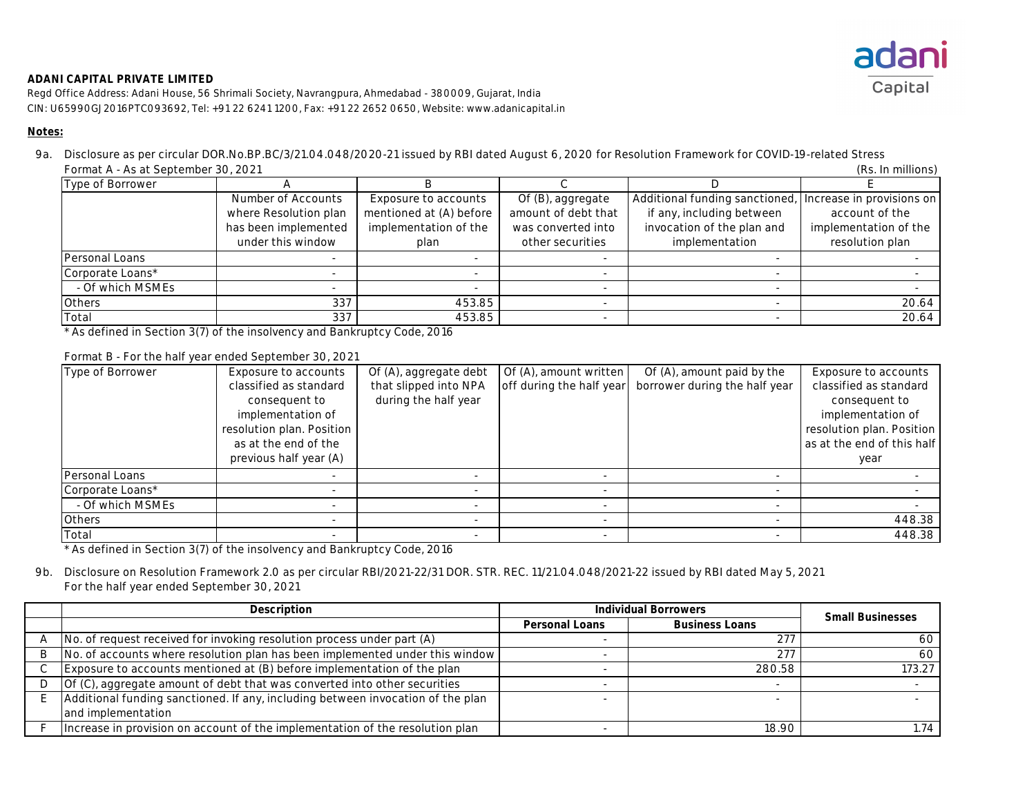**ADANI CAPITAL PRIVATE LIMITED**

Regd Office Address: Adani House, 56 Shrimali Society, Navrangpura, Ahmedabad - 380009, Gujarat, India

CIN: U65990GJ2016PTC093692, Tel: +91 22 6241 1200, Fax: +91 22 2652 0650, Website: www.adanicapital.in

**Notes:**

9a. Disclosure as per circular DOR.No.BP.BC/3/21.04.048/2020-21 issued by RBI dated August 6, 2020 for Resolution Framework for COVID-19-related Stress

Format A - As at September 30, 2021 (Rs. In millions)

| Type of Borrower | A | B | C | D | E |
|---|---|---|---|---|---|
| | Number of Accounts where Resolution plan has been implemented under this window | Exposure to accounts mentioned at (A) before implementation of the plan | Of (B), aggregate amount of debt that was converted into other securities | Additional funding sanctioned, if any, including between invocation of the plan and implementation | Increase in provisions on account of the implementation of the resolution plan |
| Personal Loans | - | - | - | - | - |
| Corporate Loans* | - | - | - | - | - |
| - Of which MSMEs | - | - | - | - | - |
| Others | 337 | 453.85 | - | - | 20.64 |
| Total | 337 | 453.85 | - | - | 20.64 |

* As defined in Section 3(7) of the insolvency and Bankruptcy Code, 2016

Format B - For the half year ended September 30, 2021

| Type of Borrower | Exposure to accounts classified as standard consequent to implementation of resolution plan. Position as at the end of the previous half year (A) | Of (A), aggregate debt that slipped into NPA during the half year | Of (A), amount written off during the half year | Of (A), amount paid by the borrower during the half year | Exposure to accounts classified as standard consequent to implementation of resolution plan. Position as at the end of this half year |
|---|---|---|---|---|---|
| Personal Loans | - | - | - | - | - |
| Corporate Loans* | - | - | - | - | - |
| - Of which MSMEs | - | - | - | - | - |
| Others | - | - | - | - | 448.38 |
| Total | - | - | - | - | 448.38 |

* As defined in Section 3(7) of the insolvency and Bankruptcy Code, 2016

9b. Disclosure on Resolution Framework 2.0 as per circular RBI/2021-22/31 DOR. STR. REC. 11/21.04.048/2021-22 issued by RBI dated May 5, 2021

For the half year ended September 30, 2021

| | Description | Individual Borrowers | | Small Businesses |
|---|---|---|---|---|
| | | Personal Loans | Business Loans | |
| A | No. of request received for invoking resolution process under part (A) | - | 277 | 60 |
| B | No. of accounts where resolution plan has been implemented under this window | - | 277 | 60 |
| C | Exposure to accounts mentioned at (B) before implementation of the plan | - | 280.58 | 173.27 |
| D | Of (C), aggregate amount of debt that was converted into other securities | - | - | - |
| E | Additional funding sanctioned. If any, including between invocation of the plan and implementation | - | - | - |
| F | Increase in provision on account of the implementation of the resolution plan | - | 18.90 | 1.74 |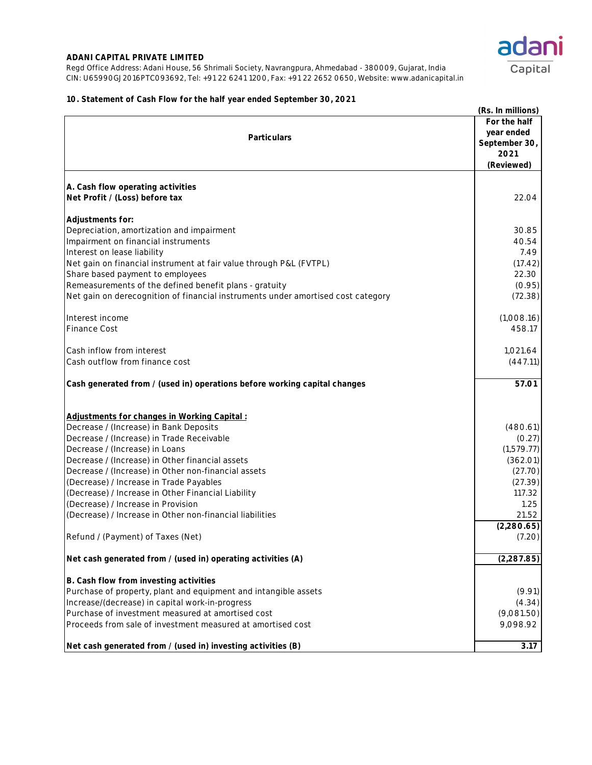**ADANI CAPITAL PRIVATE LIMITED**

Regd Office Address: Adani House, 56 Shrimali Society, Navrangpura, Ahmedabad - 380009, Gujarat, India
CIN: U65990GJ2016PTC093692, Tel: +91 22 6241 1200, Fax: +91 22 2652 0650, Website: www.adanicapital.in

**10. Statement of Cash Flow for the half year ended September 30, 2021**

(Rs. In millions)

| Particulars | For the half year ended September 30, 2021 (Reviewed) |
|---|---|
| **A. Cash flow operating activities** | |
| **Net Profit / (Loss) before tax** | 22.04 |
| **Adjustments for:** | |
| Depreciation, amortization and impairment | 30.85 |
| Impairment on financial instruments | 40.54 |
| Interest on lease liability | 7.49 |
| Net gain on financial instrument at fair value through P&L (FVTPL) | (17.42) |
| Share based payment to employees | 22.30 |
| Remeasurements of the defined benefit plans - gratuity | (0.95) |
| Net gain on derecognition of financial instruments under amortised cost category | (72.38) |
| Interest income | (1,008.16) |
| Finance Cost | 458.17 |
| Cash inflow from interest | 1,021.64 |
| Cash outflow from finance cost | (447.11) |
| **Cash generated from / (used in) operations before working capital changes** | **57.01** |
| **Adjustments for changes in Working Capital :** | |
| Decrease / (Increase) in Bank Deposits | (480.61) |
| Decrease / (Increase) in Trade Receivable | (0.27) |
| Decrease / (Increase) in Loans | (1,579.77) |
| Decrease / (Increase) in Other financial assets | (362.01) |
| Decrease / (Increase) in Other non-financial assets | (27.70) |
| (Decrease) / Increase in Trade Payables | (27.39) |
| (Decrease) / Increase in Other Financial Liability | 117.32 |
| (Decrease) / Increase in Provision | 1.25 |
| (Decrease) / Increase in Other non-financial liabilities | 21.52 |
| | **(2,280.65)** |
| Refund / (Payment) of Taxes (Net) | (7.20) |
| **Net cash generated from / (used in) operating activities (A)** | **(2,287.85)** |
| **B. Cash flow from investing activities** | |
| Purchase of property, plant and equipment and intangible assets | (9.91) |
| Increase/(decrease) in capital work-in-progress | (4.34) |
| Purchase of investment measured at amortised cost | (9,081.50) |
| Proceeds from sale of investment measured at amortised cost | 9,098.92 |
| **Net cash generated from / (used in) investing activities (B)** | **3.17** |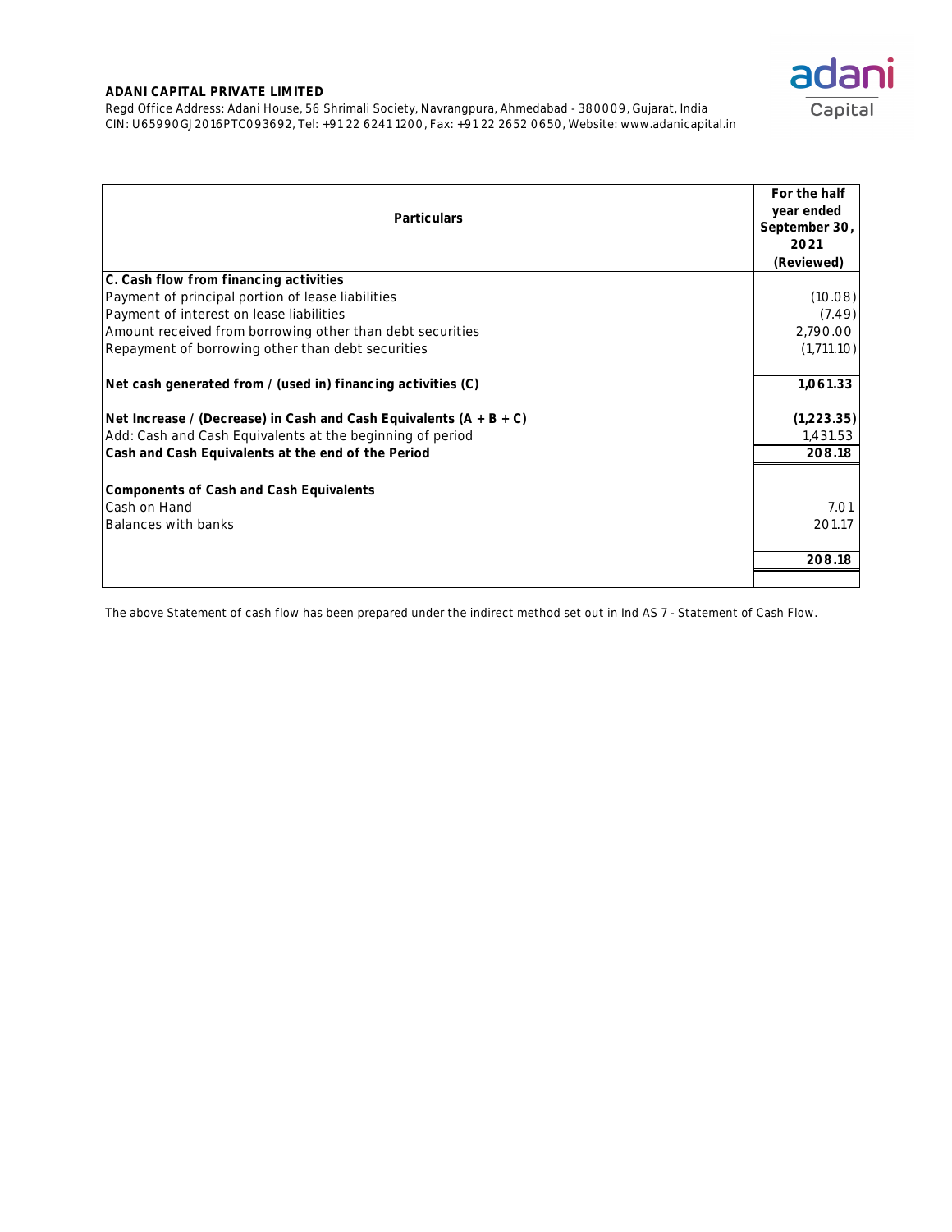**ADANI CAPITAL PRIVATE LIMITED**

Regd Office Address: Adani House, 56 Shrimali Society, Navrangpura, Ahmedabad - 380009, Gujarat, India
CIN: U65990GJ2016PTC093692, Tel: +91 22 6241 1200, Fax: +91 22 2652 0650, Website: www.adanicapital.in

| Particulars | For the half year ended September 30, 2021 (Reviewed) |
|---|---|
| **C. Cash flow from financing activities** | |
| Payment of principal portion of lease liabilities | (10.08) |
| Payment of interest on lease liabilities | (7.49) |
| Amount received from borrowing other than debt securities | 2,790.00 |
| Repayment of borrowing other than debt securities | (1,711.10) |
| **Net cash generated from / (used in) financing activities (C)** | **1,061.33** |
| **Net Increase / (Decrease) in Cash and Cash Equivalents (A + B + C)** | **(1,223.35)** |
| Add: Cash and Cash Equivalents at the beginning of period | 1,431.53 |
| **Cash and Cash Equivalents at the end of the Period** | **208.18** |
| **Components of Cash and Cash Equivalents** | |
| Cash on Hand | 7.01 |
| Balances with banks | 201.17 |
| | **208.18** |

The above Statement of cash flow has been prepared under the indirect method set out in Ind AS 7 - Statement of Cash Flow.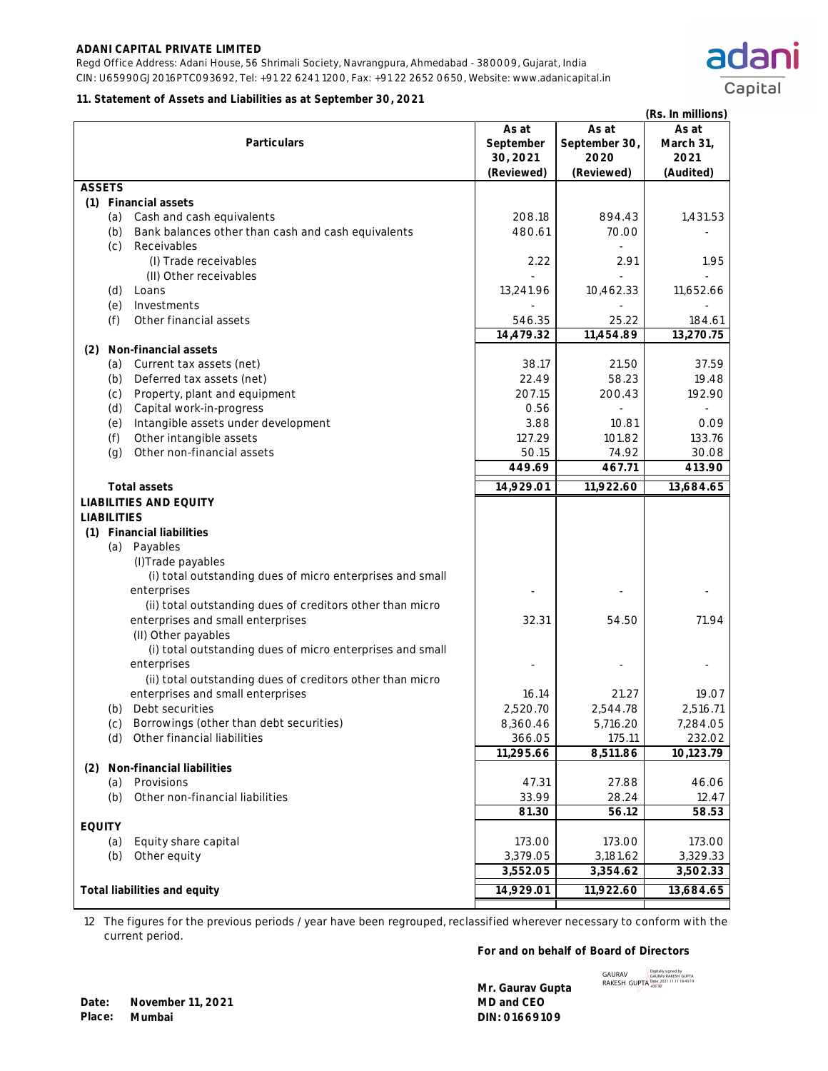**ADANI CAPITAL PRIVATE LIMITED**

Regd Office Address: Adani House, 56 Shrimali Society, Navrangpura, Ahmedabad - 380009, Gujarat, India
CIN: U65990GJ2016PTC093692, Tel: +91 22 6241 1200, Fax: +91 22 2652 0650, Website: www.adanicapital.in

**11. Statement of Assets and Liabilities as at September 30, 2021**

(Rs. In millions)

| Particulars | As at September 30, 2021 (Reviewed) | As at September 30, 2020 (Reviewed) | As at March 31, 2021 (Audited) |
|---|---|---|---|
| **ASSETS** | | | |
| **(1) Financial assets** | | | |
| (a) Cash and cash equivalents | 208.18 | 894.43 | 1,431.53 |
| (b) Bank balances other than cash and cash equivalents | 480.61 | 70.00 | - |
| (c) Receivables | | - | |
| (I) Trade receivables | 2.22 | 2.91 | 1.95 |
| (II) Other receivables | - | - | - |
| (d) Loans | 13,241.96 | 10,462.33 | 11,652.66 |
| (e) Investments | - | - | - |
| (f) Other financial assets | 546.35 | 25.22 | 184.61 |
| | **14,479.32** | **11,454.89** | **13,270.75** |
| **(2) Non-financial assets** | | | |
| (a) Current tax assets (net) | 38.17 | 21.50 | 37.59 |
| (b) Deferred tax assets (net) | 22.49 | 58.23 | 19.48 |
| (c) Property, plant and equipment | 207.15 | 200.43 | 192.90 |
| (d) Capital work-in-progress | 0.56 | - | - |
| (e) Intangible assets under development | 3.88 | 10.81 | 0.09 |
| (f) Other intangible assets | 127.29 | 101.82 | 133.76 |
| (g) Other non-financial assets | 50.15 | 74.92 | 30.08 |
| | **449.69** | **467.71** | **413.90** |
| **Total assets** | **14,929.01** | **11,922.60** | **13,684.65** |
| **LIABILITIES AND EQUITY** | | | |
| **LIABILITIES** | | | |
| **(1) Financial liabilities** | | | |
| (a) Payables | | | |
| (I) Trade payables | | | |
| (i) total outstanding dues of micro enterprises and small enterprises | - | - | - |
| (ii) total outstanding dues of creditors other than micro enterprises and small enterprises | 32.31 | 54.50 | 71.94 |
| (II) Other payables | | | |
| (i) total outstanding dues of micro enterprises and small enterprises | - | - | - |
| (ii) total outstanding dues of creditors other than micro enterprises and small enterprises | 16.14 | 21.27 | 19.07 |
| (b) Debt securities | 2,520.70 | 2,544.78 | 2,516.71 |
| (c) Borrowings (other than debt securities) | 8,360.46 | 5,716.20 | 7,284.05 |
| (d) Other financial liabilities | 366.05 | 175.11 | 232.02 |
| | **11,295.66** | **8,511.86** | **10,123.79** |
| **(2) Non-financial liabilities** | | | |
| (a) Provisions | 47.31 | 27.88 | 46.06 |
| (b) Other non-financial liabilities | 33.99 | 28.24 | 12.47 |
| | **81.30** | **56.12** | **58.53** |
| **EQUITY** | | | |
| (a) Equity share capital | 173.00 | 173.00 | 173.00 |
| (b) Other equity | 3,379.05 | 3,181.62 | 3,329.33 |
| | **3,552.05** | **3,354.62** | **3,502.33** |
| **Total liabilities and equity** | **14,929.01** | **11,922.60** | **13,684.65** |

12 The figures for the previous periods / year have been regrouped, reclassified wherever necessary to conform with the current period.

**For and on behalf of Board of Directors**

GAURAV RAKESH GUPTA (Digitally signed by GAURAV RAKESH GUPTA, Date: 2021.11.11 18:43:19 +05'30')

**Mr. Gaurav Gupta**
**MD and CEO**
**DIN: 01669109**

**Date:** November 11, 2021
**Place:** Mumbai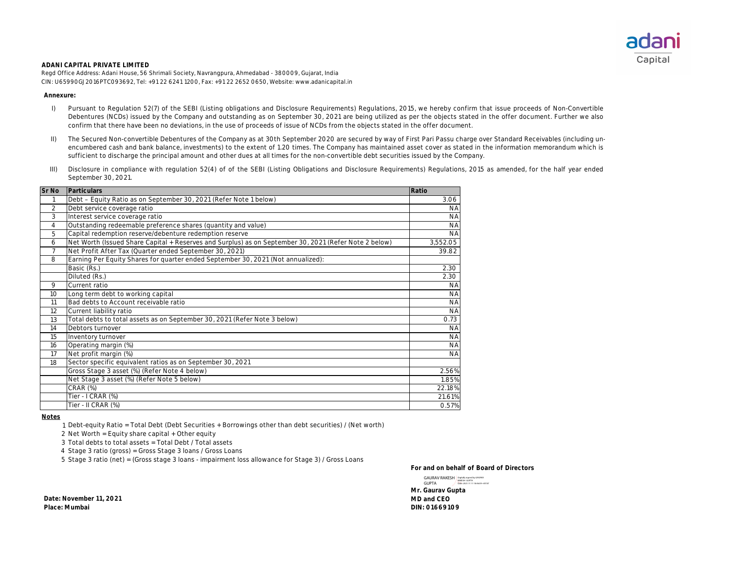**ADANI CAPITAL PRIVATE LIMITED**

Regd Office Address: Adani House, 56 Shrimali Society, Navrangpura, Ahmedabad - 380009, Gujarat, India
CIN: U65990GJ2016PTC093692, Tel: +91 22 6241 1200, Fax: +91 22 2652 0650, Website: www.adanicapital.in

**Annexure:**

I) Pursuant to Regulation 52(7) of the SEBI (Listing obligations and Disclosure Requirements) Regulations, 2015, we hereby confirm that issue proceeds of Non-Convertible Debentures (NCDs) issued by the Company and outstanding as on September 30, 2021 are being utilized as per the objects stated in the offer document. Further we also confirm that there have been no deviations, in the use of proceeds of issue of NCDs from the objects stated in the offer document.

II) The Secured Non-convertible Debentures of the Company as at 30th September 2020 are secured by way of First Pari Passu charge over Standard Receivables (including un-encumbered cash and bank balance, investments) to the extent of 1.20 times. The Company has maintained asset cover as stated in the information memorandum which is sufficient to discharge the principal amount and other dues at all times for the non-convertible debt securities issued by the Company.

III) Disclosure in compliance with regulation 52(4) of of the SEBI (Listing Obligations and Disclosure Requirements) Regulations, 2015 as amended, for the half year ended September 30, 2021.

| Sr No | Particulars | Ratio |
|---|---|---|
| 1 | Debt – Equity Ratio as on September 30, 2021 (Refer Note 1 below) | 3.06 |
| 2 | Debt service coverage ratio | NA |
| 3 | Interest service coverage ratio | NA |
| 4 | Outstanding redeemable preference shares (quantity and value) | NA |
| 5 | Capital redemption reserve/debenture redemption reserve | NA |
| 6 | Net Worth (Issued Share Capital + Reserves and Surplus) as on September 30, 2021 (Refer Note 2 below) | 3,552.05 |
| 7 | Net Profit After Tax (Quarter ended September 30, 2021) | 39.82 |
| 8 | Earning Per Equity Shares for quarter ended September 30, 2021 (Not annualized): | |
| | Basic (Rs.) | 2.30 |
| | Diluted (Rs.) | 2.30 |
| 9 | Current ratio | NA |
| 10 | Long term debt to working capital | NA |
| 11 | Bad debts to Account receivable ratio | NA |
| 12 | Current liability ratio | NA |
| 13 | Total debts to total assets as on September 30, 2021 (Refer Note 3 below) | 0.73 |
| 14 | Debtors turnover | NA |
| 15 | Inventory turnover | NA |
| 16 | Operating margin (%) | NA |
| 17 | Net profit margin (%) | NA |
| 18 | Sector specific equivalent ratios as on September 30, 2021 | |
| | Gross Stage 3 asset (%) (Refer Note 4 below) | 2.56% |
| | Net Stage 3 asset (%) (Refer Note 5 below) | 1.85% |
| | CRAR (%) | 22.18% |
| | Tier - I CRAR (%) | 21.61% |
| | Tier - II CRAR (%) | 0.57% |

**Notes**

1. Debt-equity Ratio = Total Debt (Debt Securities + Borrowings other than debt securities) / (Net worth)
2. Net Worth = Equity share capital + Other equity
3. Total debts to total assets = Total Debt / Total assets
4. Stage 3 ratio (gross) = Gross Stage 3 loans / Gross Loans
5. Stage 3 ratio (net) = (Gross stage 3 loans - impairment loss allowance for Stage 3) / Gross Loans

**For and on behalf of Board of Directors**

GAURAV RAKESH GUPTA

**Mr. Gaurav Gupta**
**MD and CEO**
**DIN: 01669109**

**Date: November 11, 2021**
**Place: Mumbai**